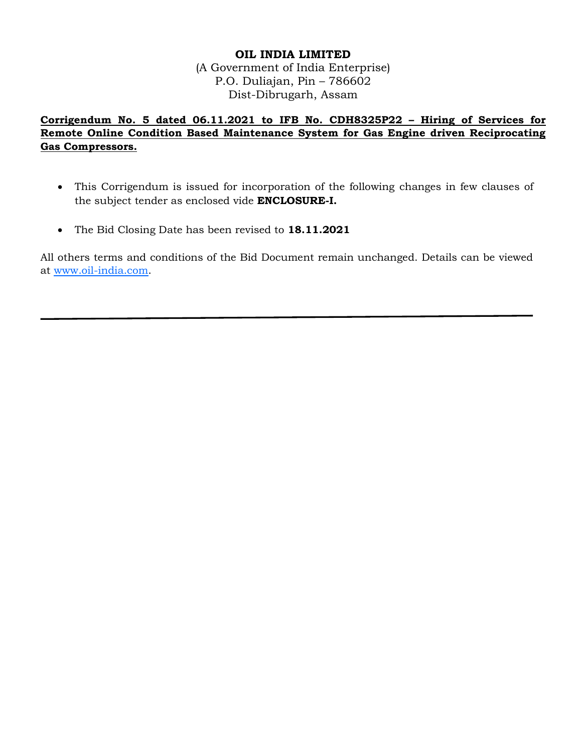**OIL INDIA LIMITED**

(A Government of India Enterprise)
P.O. Duliajan, Pin – 786602
Dist-Dibrugarh, Assam

**Corrigendum No. 5 dated 06.11.2021 to IFB No. CDH8325P22 – Hiring of Services for Remote Online Condition Based Maintenance System for Gas Engine driven Reciprocating Gas Compressors.**

- This Corrigendum is issued for incorporation of the following changes in few clauses of the subject tender as enclosed vide **ENCLOSURE-I.**
- The Bid Closing Date has been revised to **18.11.2021**

All others terms and conditions of the Bid Document remain unchanged. Details can be viewed at www.oil-india.com.

---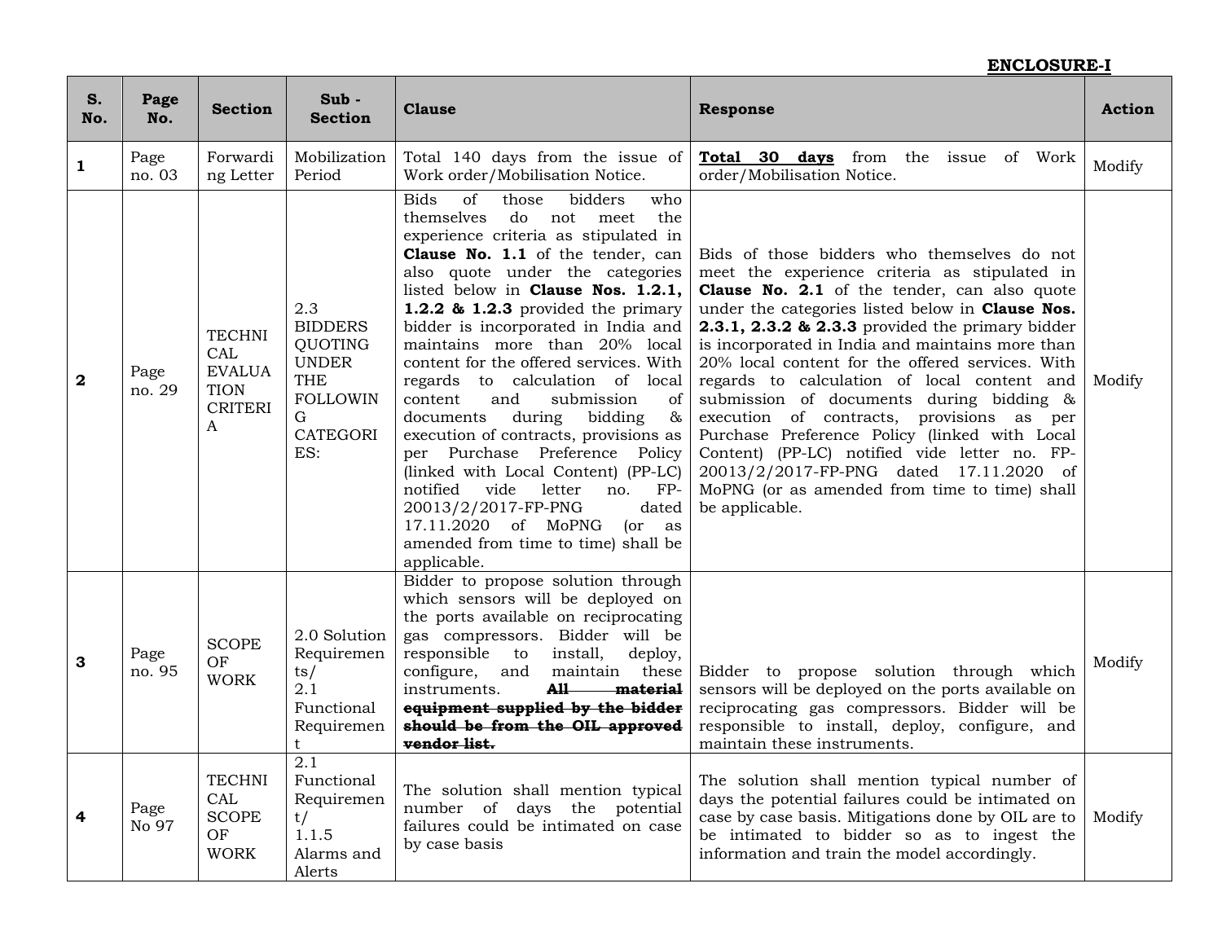**ENCLOSURE-I**

| S. No. | Page No. | Section | Sub - Section | Clause | Response | Action |
|---|---|---|---|---|---|---|
| **1** | Page no. 03 | Forwarding Letter | Mobilization Period | Total 140 days from the issue of Work order/Mobilisation Notice. | **Total 30 days** from the issue of Work order/Mobilisation Notice. | Modify |
| **2** | Page no. 29 | TECHNICAL EVALUATION CRITERIA | 2.3 BIDDERS QUOTING UNDER THE FOLLOWING CATEGORIES: | Bids of those bidders who themselves do not meet the experience criteria as stipulated in **Clause No. 1.1** of the tender, can also quote under the categories listed below in **Clause Nos. 1.2.1, 1.2.2 & 1.2.3** provided the primary bidder is incorporated in India and maintains more than 20% local content for the offered services. With regards to calculation of local content and submission of documents during bidding & execution of contracts, provisions as per Purchase Preference Policy (linked with Local Content) (PP-LC) notified vide letter no. FP-20013/2/2017-FP-PNG dated 17.11.2020 of MoPNG (or as amended from time to time) shall be applicable. | Bids of those bidders who themselves do not meet the experience criteria as stipulated in **Clause No. 2.1** of the tender, can also quote under the categories listed below in **Clause Nos. 2.3.1, 2.3.2 & 2.3.3** provided the primary bidder is incorporated in India and maintains more than 20% local content for the offered services. With regards to calculation of local content and submission of documents during bidding & execution of contracts, provisions as per Purchase Preference Policy (linked with Local Content) (PP-LC) notified vide letter no. FP-20013/2/2017-FP-PNG dated 17.11.2020 of MoPNG (or as amended from time to time) shall be applicable. | Modify |
| **3** | Page no. 95 | SCOPE OF WORK | 2.0 Solution Requirements/ 2.1 Functional Requirement | Bidder to propose solution through which sensors will be deployed on the ports available on reciprocating gas compressors. Bidder will be responsible to install, deploy, configure, and maintain these instruments. ~~**All material equipment supplied by the bidder should be from the OIL approved vendor list.**~~ | Bidder to propose solution through which sensors will be deployed on the ports available on reciprocating gas compressors. Bidder will be responsible to install, deploy, configure, and maintain these instruments. | Modify |
| **4** | Page No 97 | TECHNICAL SCOPE OF WORK | 2.1 Functional Requirement/ 1.1.5 Alarms and Alerts | The solution shall mention typical number of days the potential failures could be intimated on case by case basis | The solution shall mention typical number of days the potential failures could be intimated on case by case basis. Mitigations done by OIL are to be intimated to bidder so as to ingest the information and train the model accordingly. | Modify |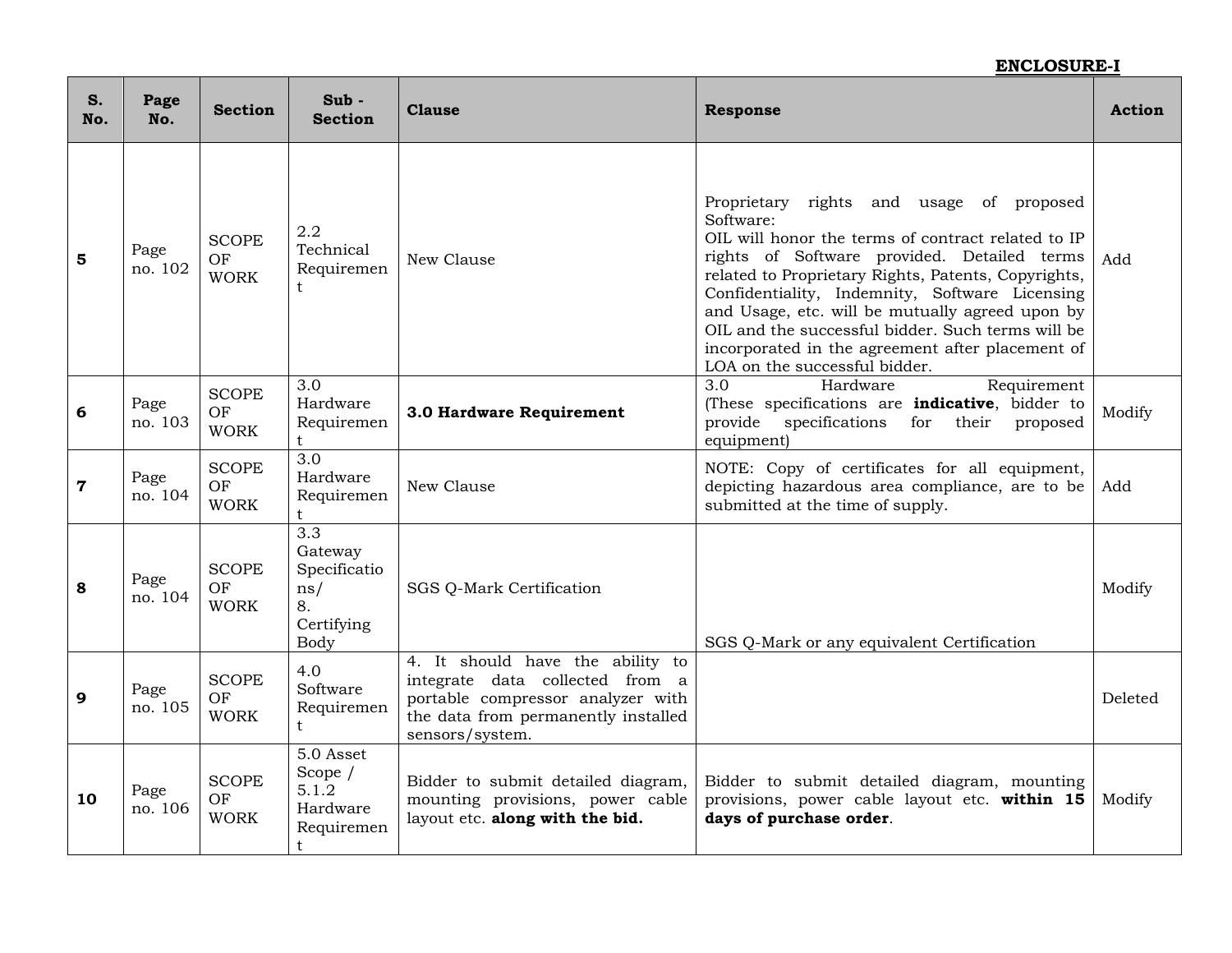**ENCLOSURE-I**

| S. No. | Page No. | Section | Sub - Section | Clause | Response | Action |
|---|---|---|---|---|---|---|
| **5** | Page no. 102 | SCOPE OF WORK | 2.2 Technical Requirement | New Clause | Proprietary rights and usage of proposed Software:<br>OIL will honor the terms of contract related to IP rights of Software provided. Detailed terms related to Proprietary Rights, Patents, Copyrights, Confidentiality, Indemnity, Software Licensing and Usage, etc. will be mutually agreed upon by OIL and the successful bidder. Such terms will be incorporated in the agreement after placement of LOA on the successful bidder. | Add |
| **6** | Page no. 103 | SCOPE OF WORK | 3.0 Hardware Requirement | **3.0 Hardware Requirement** | 3.0 Hardware Requirement<br>(These specifications are **indicative**, bidder to provide specifications for their proposed equipment) | Modify |
| **7** | Page no. 104 | SCOPE OF WORK | 3.0 Hardware Requirement | New Clause | NOTE: Copy of certificates for all equipment, depicting hazardous area compliance, are to be submitted at the time of supply. | Add |
| **8** | Page no. 104 | SCOPE OF WORK | 3.3 Gateway Specifications/<br>8. Certifying Body | SGS Q-Mark Certification | SGS Q-Mark or any equivalent Certification | Modify |
| **9** | Page no. 105 | SCOPE OF WORK | 4.0 Software Requirement | 4. It should have the ability to integrate data collected from a portable compressor analyzer with the data from permanently installed sensors/system. | | Deleted |
| **10** | Page no. 106 | SCOPE OF WORK | 5.0 Asset Scope / 5.1.2 Hardware Requirement | Bidder to submit detailed diagram, mounting provisions, power cable layout etc. **along with the bid.** | Bidder to submit detailed diagram, mounting provisions, power cable layout etc. **within 15 days of purchase order**. | Modify |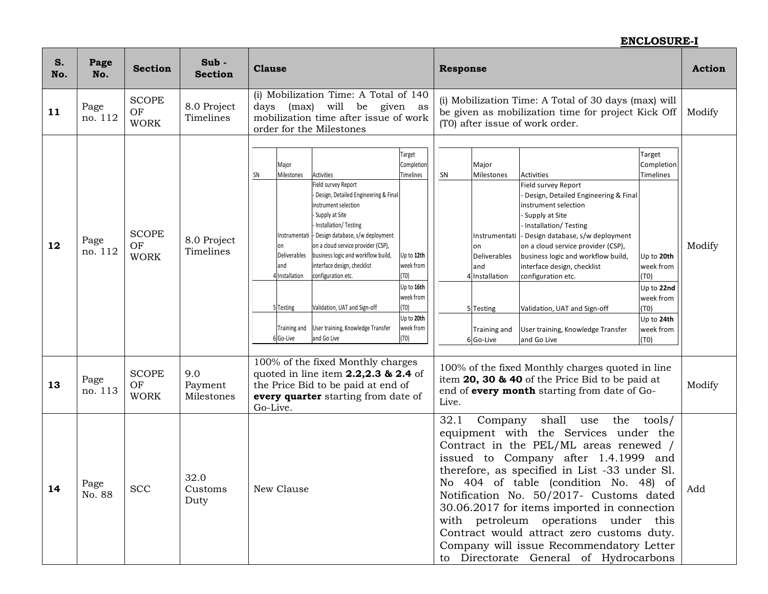**ENCLOSURE-I**

| S. No. | Page No. | Section | Sub - Section | Clause | Response | Action |
|---|---|---|---|---|---|---|
| **11** | Page no. 112 | SCOPE OF WORK | 8.0 Project Timelines | (i) Mobilization Time: A Total of 140 days (max) will be given as mobilization time after issue of work order for the Milestones | (i) Mobilization Time: A Total of 30 days (max) will be given as mobilization time for project Kick Off (T0) after issue of work order. | Modify |
| **12** | Page no. 112 | SCOPE OF WORK | 8.0 Project Timelines | SN: 4 / Major Milestones: Instrumentation Deliverables and Installation / Activities: Field survey Report - Design, Detailed Engineering & Final instrument selection - Supply at Site - Installation/ Testing - Design database, s/w deployment on a cloud service provider (CSP), business logic and workflow build, interface design, checklist configuration etc. / Target Completion Timelines: Up to **12th** week from (T0)<br><br>SN: 5 / Major Milestones: Testing / Activities: Validation, UAT and Sign-off / Target Completion Timelines: Up to **16th** week from (T0)<br><br>SN: 6 / Major Milestones: Training and Go-Live / Activities: User training, Knowledge Transfer and Go Live / Target Completion Timelines: Up to **20th** week from (T0) | SN: 4 / Major Milestones: Instrumentation Deliverables and Installation / Activities: Field survey Report - Design, Detailed Engineering & Final instrument selection - Supply at Site - Installation/ Testing - Design database, s/w deployment on a cloud service provider (CSP), business logic and workflow build, interface design, checklist configuration etc. / Target Completion Timelines: Up to **20th** week from (T0)<br><br>SN: 5 / Major Milestones: Testing / Activities: Validation, UAT and Sign-off / Target Completion Timelines: Up to **22nd** week from (T0)<br><br>SN: 6 / Major Milestones: Training and Go-Live / Activities: User training, Knowledge Transfer and Go Live / Target Completion Timelines: Up to **24th** week from (T0) | Modify |
| **13** | Page no. 113 | SCOPE OF WORK | 9.0 Payment Milestones | 100% of the fixed Monthly charges quoted in line item **2.2,2.3 & 2.4** of the Price Bid to be paid at end of **every quarter** starting from date of Go-Live. | 100% of the fixed Monthly charges quoted in line item **20, 30 & 40** of the Price Bid to be paid at end of **every month** starting from date of Go-Live. | Modify |
| **14** | Page No. 88 | SCC | 32.0 Customs Duty | New Clause | 32.1 Company shall use the tools/ equipment with the Services under the Contract in the PEL/ML areas renewed / issued to Company after 1.4.1999 and therefore, as specified in List -33 under Sl. No 404 of table (condition No. 48) of Notification No. 50/2017- Customs dated 30.06.2017 for items imported in connection with petroleum operations under this Contract would attract zero customs duty. Company will issue Recommendatory Letter to Directorate General of Hydrocarbons | Add |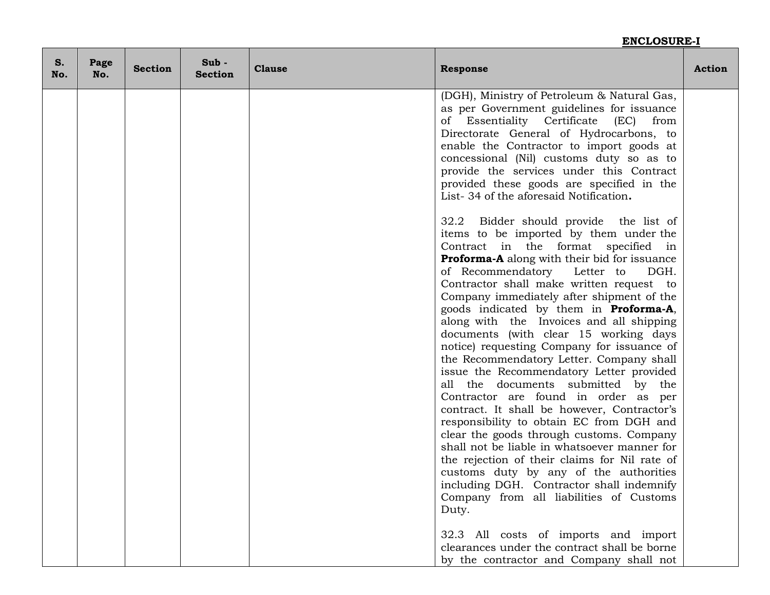**ENCLOSURE-I**

| S. No. | Page No. | Section | Sub - Section | Clause | Response | Action |
|---|---|---|---|---|---|---|
| | | | | | (DGH), Ministry of Petroleum & Natural Gas, as per Government guidelines for issuance of Essentiality Certificate (EC) from Directorate General of Hydrocarbons, to enable the Contractor to import goods at concessional (Nil) customs duty so as to provide the services under this Contract provided these goods are specified in the List- 34 of the aforesaid Notification**.**<br><br>32.2 Bidder should provide the list of items to be imported by them under the Contract in the format specified in **Proforma-A** along with their bid for issuance of Recommendatory Letter to DGH. Contractor shall make written request to Company immediately after shipment of the goods indicated by them in **Proforma-A**, along with the Invoices and all shipping documents (with clear 15 working days notice) requesting Company for issuance of the Recommendatory Letter. Company shall issue the Recommendatory Letter provided all the documents submitted by the Contractor are found in order as per contract. It shall be however, Contractor's responsibility to obtain EC from DGH and clear the goods through customs. Company shall not be liable in whatsoever manner for the rejection of their claims for Nil rate of customs duty by any of the authorities including DGH. Contractor shall indemnify Company from all liabilities of Customs Duty.<br><br>32.3 All costs of imports and import clearances under the contract shall be borne by the contractor and Company shall not | |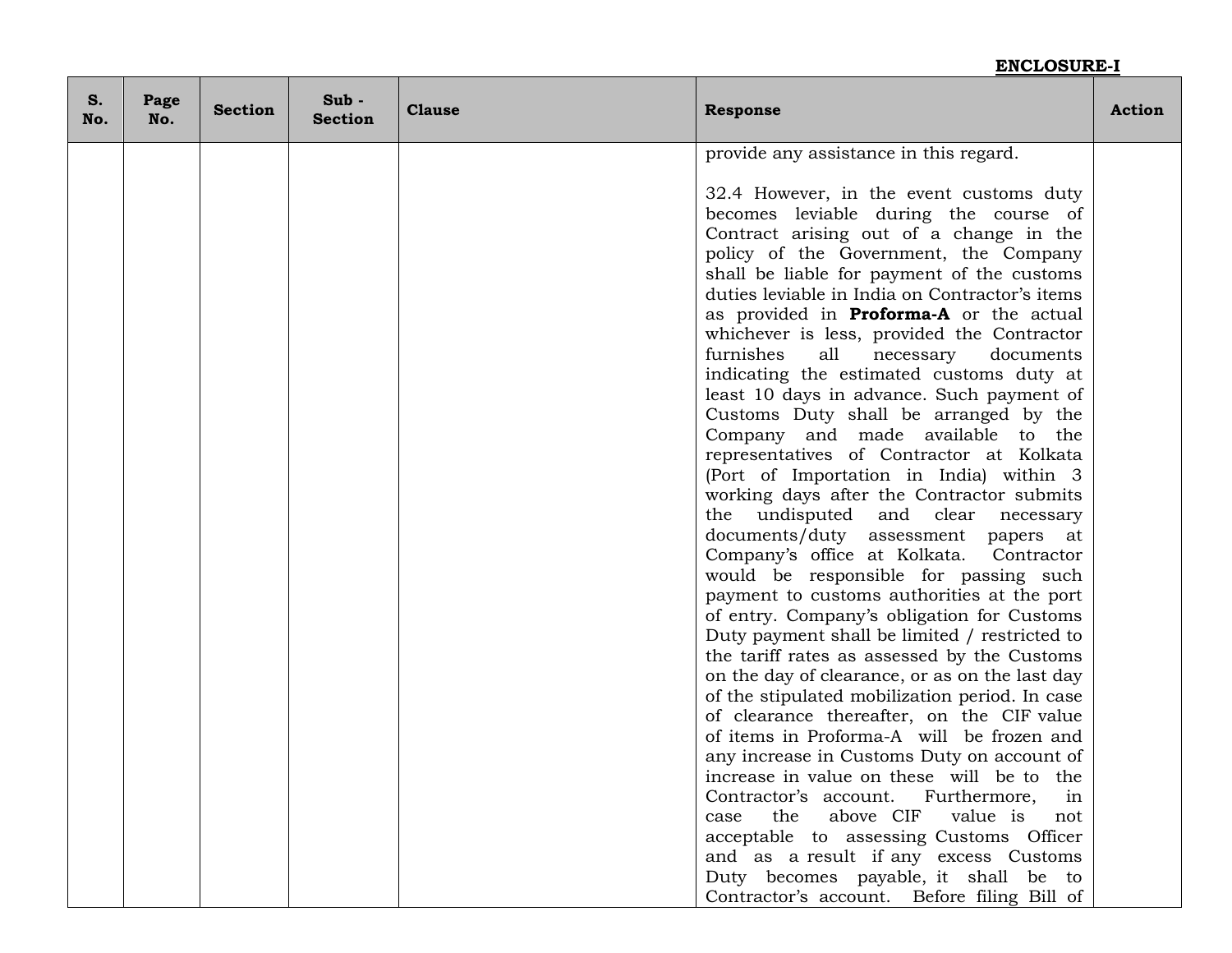**ENCLOSURE-I**

| S. No. | Page No. | Section | Sub - Section | Clause | Response | Action |
|---|---|---|---|---|---|---|
| | | | | | provide any assistance in this regard.<br><br>32.4 However, in the event customs duty becomes leviable during the course of Contract arising out of a change in the policy of the Government, the Company shall be liable for payment of the customs duties leviable in India on Contractor's items as provided in **Proforma-A** or the actual whichever is less, provided the Contractor furnishes all necessary documents indicating the estimated customs duty at least 10 days in advance. Such payment of Customs Duty shall be arranged by the Company and made available to the representatives of Contractor at Kolkata (Port of Importation in India) within 3 working days after the Contractor submits the undisputed and clear necessary documents/duty assessment papers at Company's office at Kolkata. Contractor would be responsible for passing such payment to customs authorities at the port of entry. Company's obligation for Customs Duty payment shall be limited / restricted to the tariff rates as assessed by the Customs on the day of clearance, or as on the last day of the stipulated mobilization period. In case of clearance thereafter, on the CIF value of items in Proforma-A will be frozen and any increase in Customs Duty on account of increase in value on these will be to the Contractor's account. Furthermore, in case the above CIF value is not acceptable to assessing Customs Officer and as a result if any excess Customs Duty becomes payable, it shall be to Contractor's account. Before filing Bill of | |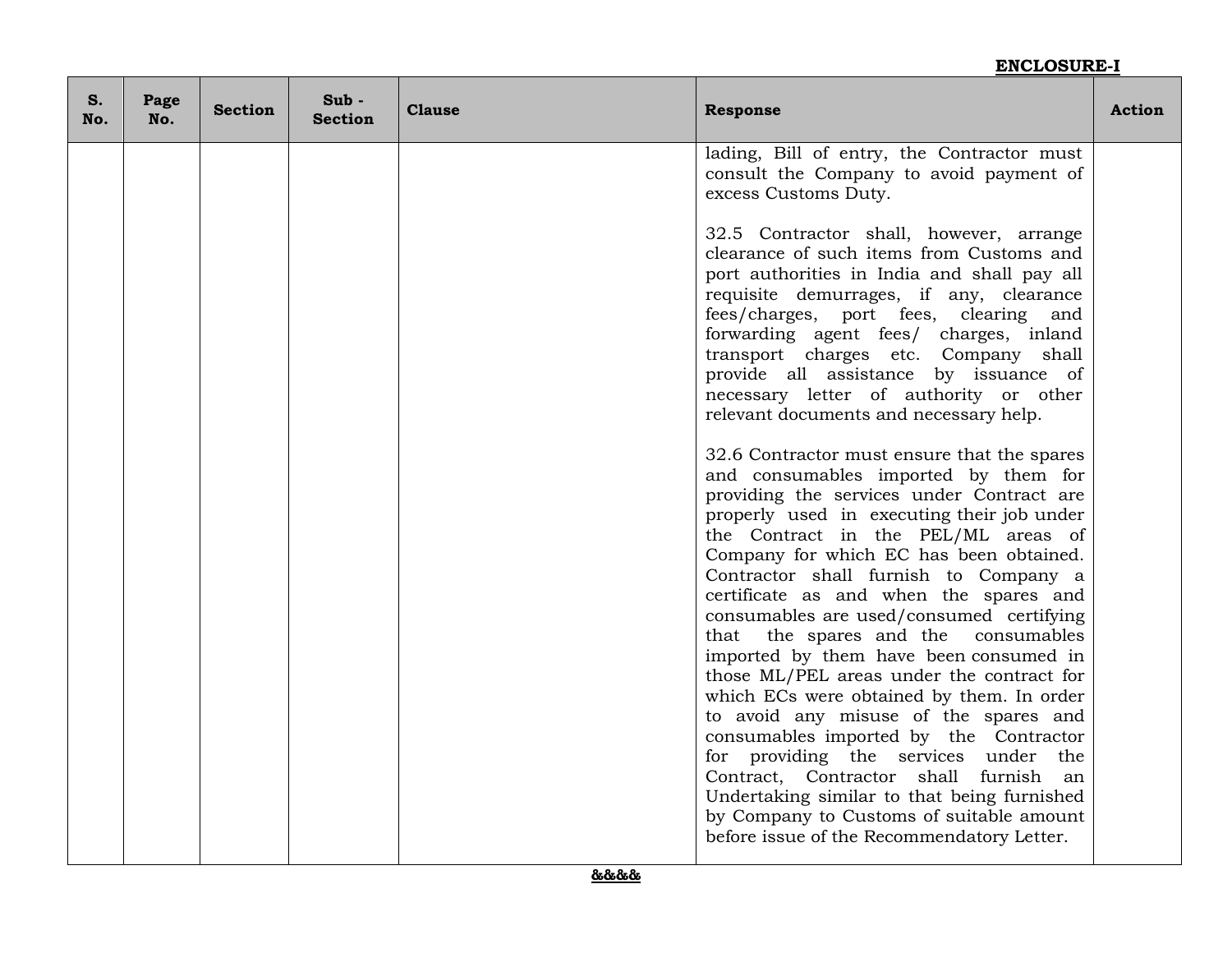**ENCLOSURE-I**

| S. No. | Page No. | Section | Sub - Section | Clause | Response | Action |
|---|---|---|---|---|---|---|
| | | | | | lading, Bill of entry, the Contractor must consult the Company to avoid payment of excess Customs Duty.<br><br>32.5 Contractor shall, however, arrange clearance of such items from Customs and port authorities in India and shall pay all requisite demurrages, if any, clearance fees/charges, port fees, clearing and forwarding agent fees/ charges, inland transport charges etc. Company shall provide all assistance by issuance of necessary letter of authority or other relevant documents and necessary help.<br><br>32.6 Contractor must ensure that the spares and consumables imported by them for providing the services under Contract are properly used in executing their job under the Contract in the PEL/ML areas of Company for which EC has been obtained. Contractor shall furnish to Company a certificate as and when the spares and consumables are used/consumed certifying that the spares and the consumables imported by them have been consumed in those ML/PEL areas under the contract for which ECs were obtained by them. In order to avoid any misuse of the spares and consumables imported by the Contractor for providing the services under the Contract, Contractor shall furnish an Undertaking similar to that being furnished by Company to Customs of suitable amount before issue of the Recommendatory Letter. | |

**&&&&**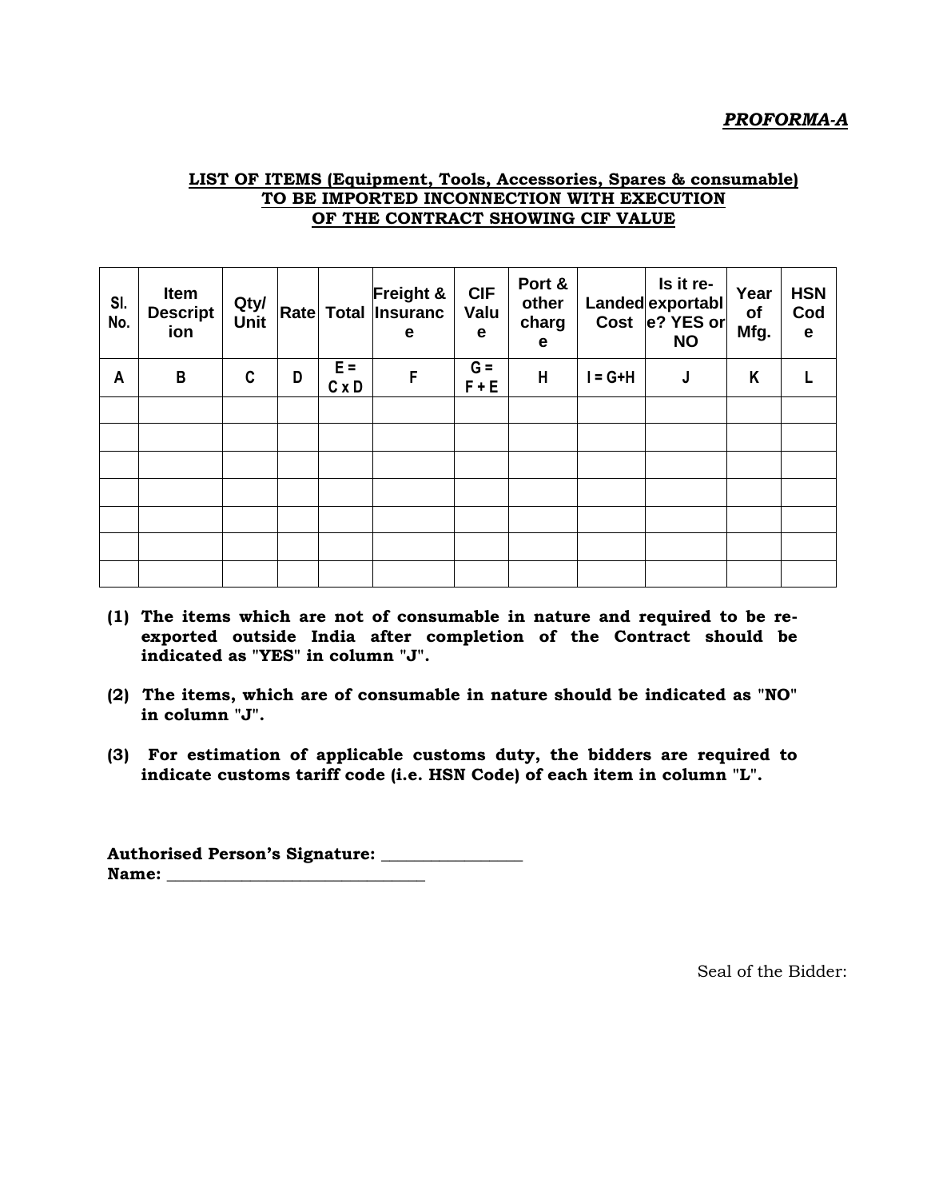***PROFORMA-A***

**LIST OF ITEMS (Equipment, Tools, Accessories, Spares & consumable) TO BE IMPORTED INCONNECTION WITH EXECUTION OF THE CONTRACT SHOWING CIF VALUE**

| Sl. No. | Item Description | Qty/ Unit | Rate | Total | Freight & Insurance | CIF Value | Port & other charge | Landed Cost | Is it re-exportable? YES or NO | Year of Mfg. | HSN Code |
|---|---|---|---|---|---|---|---|---|---|---|---|
| A | B | C | D | E = C x D | F | G = F + E | H | I = G+H | J | K | L |
| | | | | | | | | | | | |
| | | | | | | | | | | | |
| | | | | | | | | | | | |
| | | | | | | | | | | | |
| | | | | | | | | | | | |
| | | | | | | | | | | | |
| | | | | | | | | | | | |

**(1) The items which are not of consumable in nature and required to be re-exported outside India after completion of the Contract should be indicated as "YES" in column "J".**

**(2) The items, which are of consumable in nature should be indicated as "NO" in column "J".**

**(3) For estimation of applicable customs duty, the bidders are required to indicate customs tariff code (i.e. HSN Code) of each item in column "L".**

**Authorised Person's Signature: _________________**
**Name: _______________________________**

Seal of the Bidder: